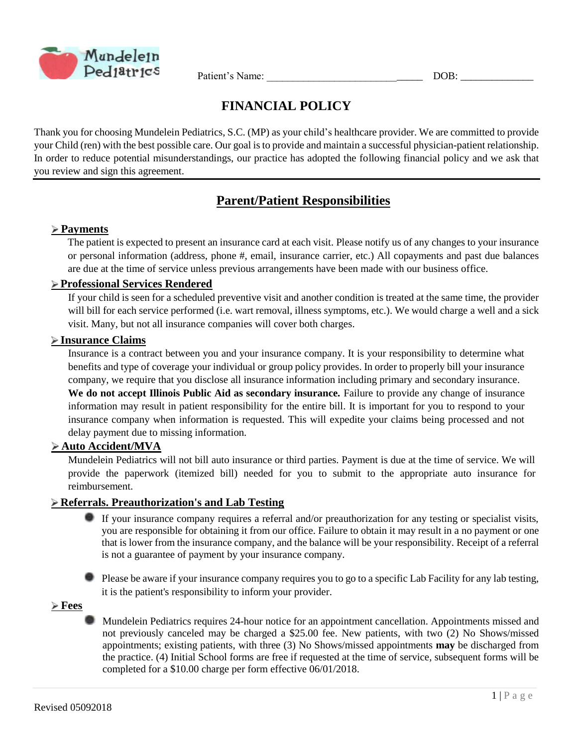Mundelein Pediatrics

Patient's Name: ______________________________ DOB: ______________

# FINANCIAL POLICY

Thank you for choosing Mundelein Pediatrics, S.C. (MP) as your child's healthcare provider. We are committed to provide your Child (ren) with the best possible care. Our goal is to provide and maintain a successful physician-patient relationship. In order to reduce potential misunderstandings, our practice has adopted the following financial policy and we ask that you review and sign this agreement.

---

## Parent/Patient Responsibilities

### ➢ Payments

The patient is expected to present an insurance card at each visit. Please notify us of any changes to your insurance or personal information (address, phone #, email, insurance carrier, etc.) All copayments and past due balances are due at the time of service unless previous arrangements have been made with our business office.

### ➢ Professional Services Rendered

If your child is seen for a scheduled preventive visit and another condition is treated at the same time, the provider will bill for each service performed (i.e. wart removal, illness symptoms, etc.). We would charge a well and a sick visit. Many, but not all insurance companies will cover both charges.

### ➢ Insurance Claims

Insurance is a contract between you and your insurance company. It is your responsibility to determine what benefits and type of coverage your individual or group policy provides. In order to properly bill your insurance company, we require that you disclose all insurance information including primary and secondary insurance. **We do not accept Illinois Public Aid as secondary insurance.** Failure to provide any change of insurance information may result in patient responsibility for the entire bill. It is important for you to respond to your insurance company when information is requested. This will expedite your claims being processed and not delay payment due to missing information.

### ➢ Auto Accident/MVA

Mundelein Pediatrics will not bill auto insurance or third parties. Payment is due at the time of service. We will provide the paperwork (itemized bill) needed for you to submit to the appropriate auto insurance for reimbursement.

### ➢ Referrals. Preauthorization's and Lab Testing

- If your insurance company requires a referral and/or preauthorization for any testing or specialist visits, you are responsible for obtaining it from our office. Failure to obtain it may result in a no payment or one that is lower from the insurance company, and the balance will be your responsibility. Receipt of a referral is not a guarantee of payment by your insurance company.

- Please be aware if your insurance company requires you to go to a specific Lab Facility for any lab testing, it is the patient's responsibility to inform your provider.

### ➢ Fees

- Mundelein Pediatrics requires 24-hour notice for an appointment cancellation. Appointments missed and not previously canceled may be charged a $25.00 fee. New patients, with two (2) No Shows/missed appointments; existing patients, with three (3) No Shows/missed appointments **may** be discharged from the practice. (4) Initial School forms are free if requested at the time of service, subsequent forms will be completed for a $10.00 charge per form effective 06/01/2018.

Revised 05092018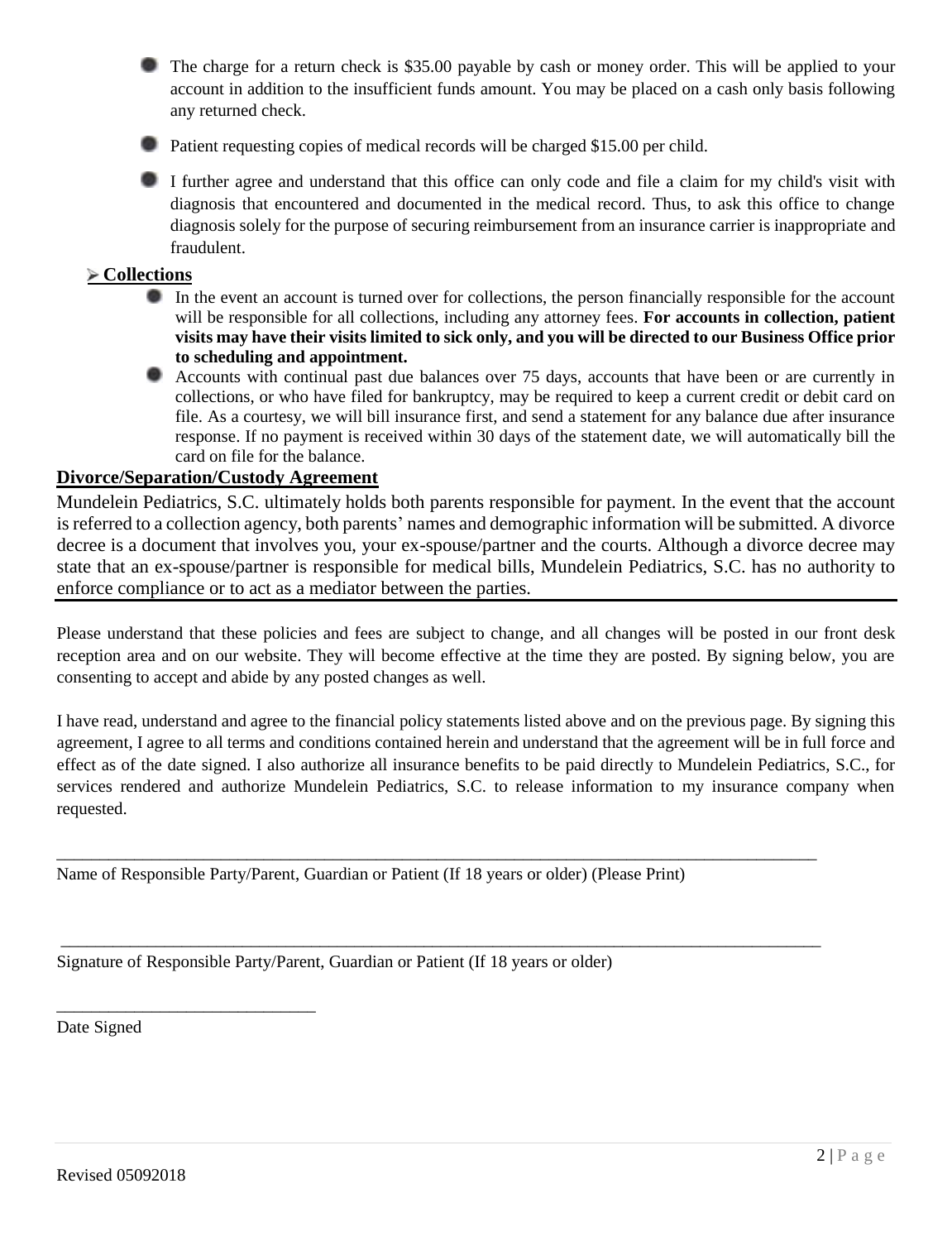- The charge for a return check is $35.00 payable by cash or money order. This will be applied to your account in addition to the insufficient funds amount. You may be placed on a cash only basis following any returned check.
- Patient requesting copies of medical records will be charged $15.00 per child.
- I further agree and understand that this office can only code and file a claim for my child's visit with diagnosis that encountered and documented in the medical record. Thus, to ask this office to change diagnosis solely for the purpose of securing reimbursement from an insurance carrier is inappropriate and fraudulent.

### ➢ Collections

- In the event an account is turned over for collections, the person financially responsible for the account will be responsible for all collections, including any attorney fees. **For accounts in collection, patient visits may have their visits limited to sick only, and you will be directed to our Business Office prior to scheduling and appointment.**
- Accounts with continual past due balances over 75 days, accounts that have been or are currently in collections, or who have filed for bankruptcy, may be required to keep a current credit or debit card on file. As a courtesy, we will bill insurance first, and send a statement for any balance due after insurance response. If no payment is received within 30 days of the statement date, we will automatically bill the card on file for the balance.

### Divorce/Separation/Custody Agreement

Mundelein Pediatrics, S.C. ultimately holds both parents responsible for payment. In the event that the account is referred to a collection agency, both parents' names and demographic information will be submitted. A divorce decree is a document that involves you, your ex-spouse/partner and the courts. Although a divorce decree may state that an ex-spouse/partner is responsible for medical bills, Mundelein Pediatrics, S.C. has no authority to enforce compliance or to act as a mediator between the parties.

---

Please understand that these policies and fees are subject to change, and all changes will be posted in our front desk reception area and on our website. They will become effective at the time they are posted. By signing below, you are consenting to accept and abide by any posted changes as well.

I have read, understand and agree to the financial policy statements listed above and on the previous page. By signing this agreement, I agree to all terms and conditions contained herein and understand that the agreement will be in full force and effect as of the date signed. I also authorize all insurance benefits to be paid directly to Mundelein Pediatrics, S.C., for services rendered and authorize Mundelein Pediatrics, S.C. to release information to my insurance company when requested.

\_\_\_\_\_\_\_\_\_\_\_\_\_\_\_\_\_\_\_\_\_\_\_\_\_\_\_\_\_\_\_\_\_\_\_\_\_\_\_\_\_\_\_\_\_\_\_\_\_\_\_\_\_\_\_\_\_\_\_\_\_\_\_\_\_\_\_\_\_\_\_\_\_\_\_\_\_\_\_\_\_\_\_\_\_\_\_\_

Name of Responsible Party/Parent, Guardian or Patient (If 18 years or older) (Please Print)

\_\_\_\_\_\_\_\_\_\_\_\_\_\_\_\_\_\_\_\_\_\_\_\_\_\_\_\_\_\_\_\_\_\_\_\_\_\_\_\_\_\_\_\_\_\_\_\_\_\_\_\_\_\_\_\_\_\_\_\_\_\_\_\_\_\_\_\_\_\_\_\_\_\_\_\_\_\_\_\_\_\_\_\_\_\_\_\_

Signature of Responsible Party/Parent, Guardian or Patient (If 18 years or older)

\_\_\_\_\_\_\_\_\_\_\_\_\_\_\_\_\_\_\_\_\_\_\_\_\_\_\_\_\_\_\_

Date Signed

Revised 05092018